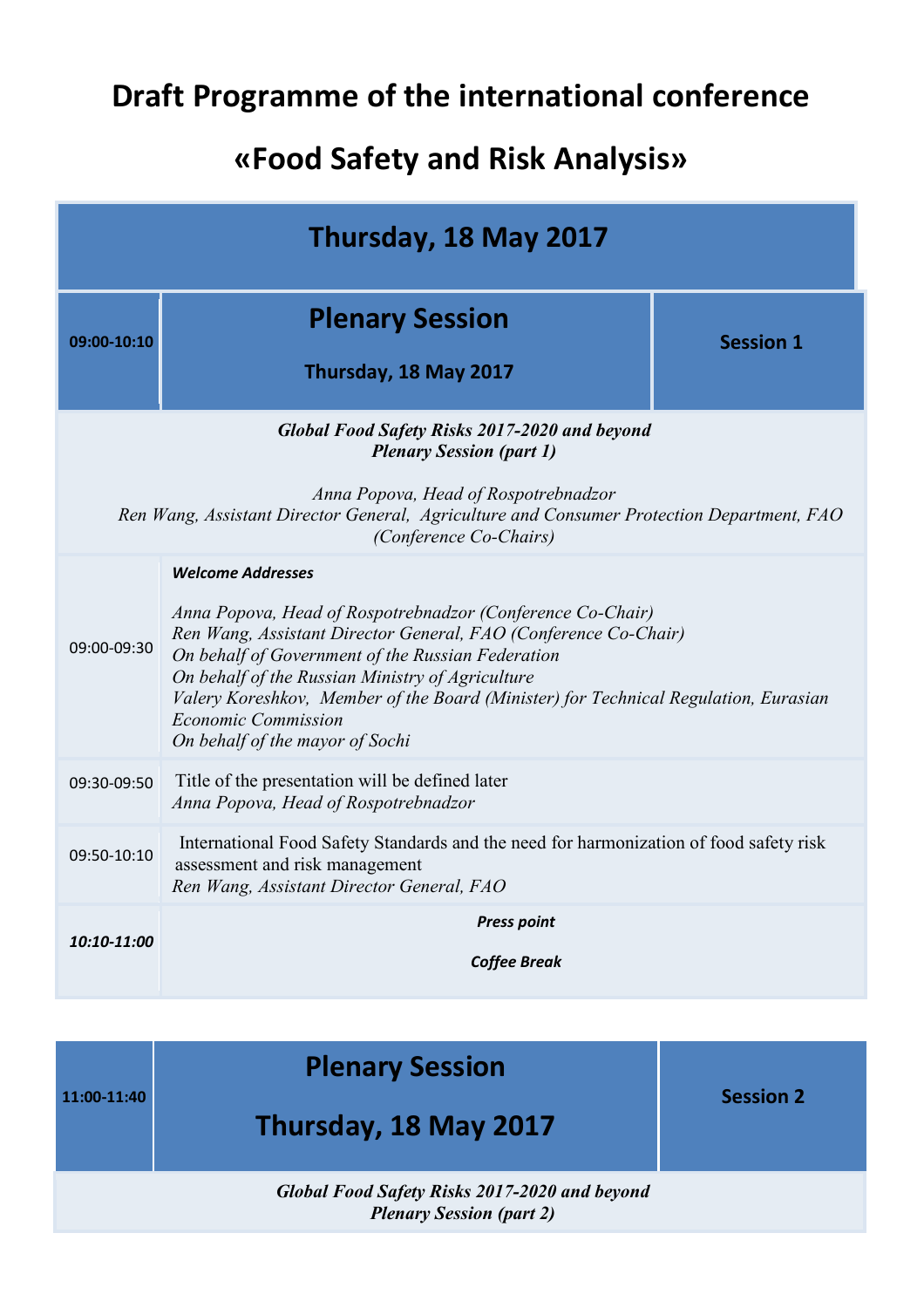# Draft Programme of the international conference

# «Food Safety and Risk Analysis»

| Thursday, 18 May 2017 | | |
|---|---|---|
| **09:00-10:10** | **Plenary Session**<br>**Thursday, 18 May 2017** | **Session 1** |
| | ***Global Food Safety Risks 2017-2020 and beyond***<br>***Plenary Session (part 1)***<br><br>*Anna Popova, Head of Rospotrebnadzor*<br>*Ren Wang, Assistant Director General, Agriculture and Consumer Protection Department, FAO*<br>*(Conference Co-Chairs)* | |
| 09:00-09:30 | ***Welcome Addresses***<br><br>*Anna Popova, Head of Rospotrebnadzor (Conference Co-Chair)*<br>*Ren Wang, Assistant Director General, FAO (Conference Co-Chair)*<br>*On behalf of Government of the Russian Federation*<br>*On behalf of the Russian Ministry of Agriculture*<br>*Valery Koreshkov, Member of the Board (Minister) for Technical Regulation, Eurasian Economic Commission*<br>*On behalf of the mayor of Sochi* | |
| 09:30-09:50 | Title of the presentation will be defined later<br>*Anna Popova, Head of Rospotrebnadzor* | |
| 09:50-10:10 | International Food Safety Standards and the need for harmonization of food safety risk assessment and risk management<br>*Ren Wang, Assistant Director General, FAO* | |
| ***10:10-11:00*** | ***Press point***<br><br>***Coffee Break*** | |

| **11:00-11:40** | **Plenary Session**<br>**Thursday, 18 May 2017** | **Session 2** |
|---|---|---|
| | ***Global Food Safety Risks 2017-2020 and beyond***<br>***Plenary Session (part 2)*** | |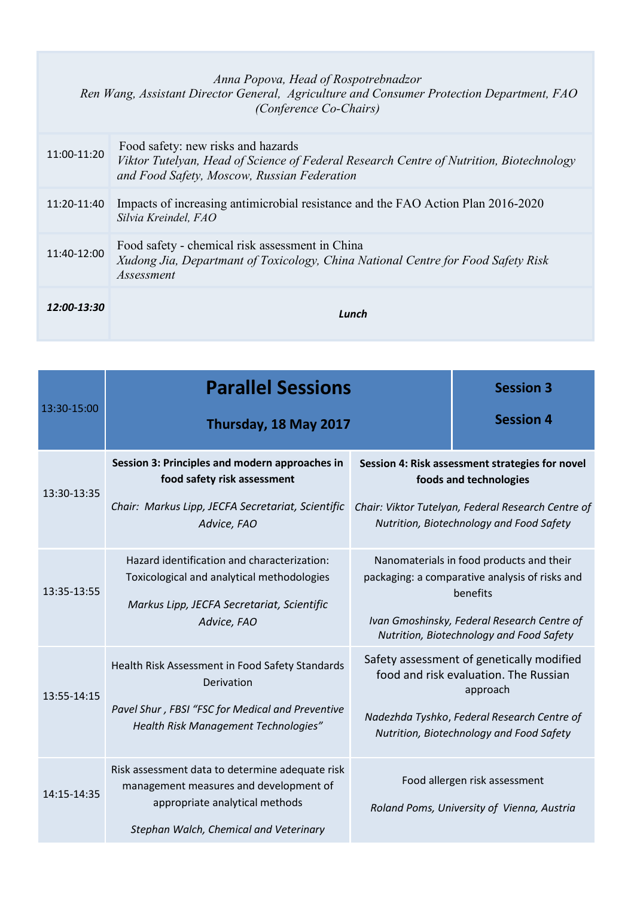| | |
|---|---|
| *Anna Popova, Head of Rospotrebnadzor*<br>*Ren Wang, Assistant Director General, Agriculture and Consumer Protection Department, FAO*<br>*(Conference Co-Chairs)* | |
| 11:00-11:20 | Food safety: new risks and hazards<br>*Viktor Tutelyan, Head of Science of Federal Research Centre of Nutrition, Biotechnology and Food Safety, Moscow, Russian Federation* |
| 11:20-11:40 | Impacts of increasing antimicrobial resistance and the FAO Action Plan 2016-2020<br>*Silvia Kreindel, FAO* |
| 11:40-12:00 | Food safety - chemical risk assessment in China<br>*Xudong Jia, Departmant of Toxicology, China National Centre for Food Safety Risk Assessment* |
| ***12:00-13:30*** | ***Lunch*** |

| 13:30-15:00 | **Parallel Sessions**<br>**Thursday, 18 May 2017** | **Session 3**<br>**Session 4** |
|---|---|---|
| 13:30-13:35 | **Session 3: Principles and modern approaches in food safety risk assessment**<br>*Chair: Markus Lipp, JECFA Secretariat, Scientific Advice, FAO* | **Session 4: Risk assessment strategies for novel foods and technologies**<br>*Chair: Viktor Tutelyan, Federal Research Centre of Nutrition, Biotechnology and Food Safety* |
| 13:35-13:55 | Hazard identification and characterization: Toxicological and analytical methodologies<br>*Markus Lipp, JECFA Secretariat, Scientific Advice, FAO* | Nanomaterials in food products and their packaging: a comparative analysis of risks and benefits<br>*Ivan Gmoshinsky, Federal Research Centre of Nutrition, Biotechnology and Food Safety* |
| 13:55-14:15 | Health Risk Assessment in Food Safety Standards Derivation<br>*Pavel Shur , FBSI "FSC for Medical and Preventive Health Risk Management Technologies"* | Safety assessment of genetically modified food and risk evaluation. The Russian approach<br>*Nadezhda Tyshko, Federal Research Centre of Nutrition, Biotechnology and Food Safety* |
| 14:15-14:35 | Risk assessment data to determine adequate risk management measures and development of appropriate analytical methods<br>*Stephan Walch, Chemical and Veterinary* | Food allergen risk assessment<br>*Roland Poms, University of Vienna, Austria* |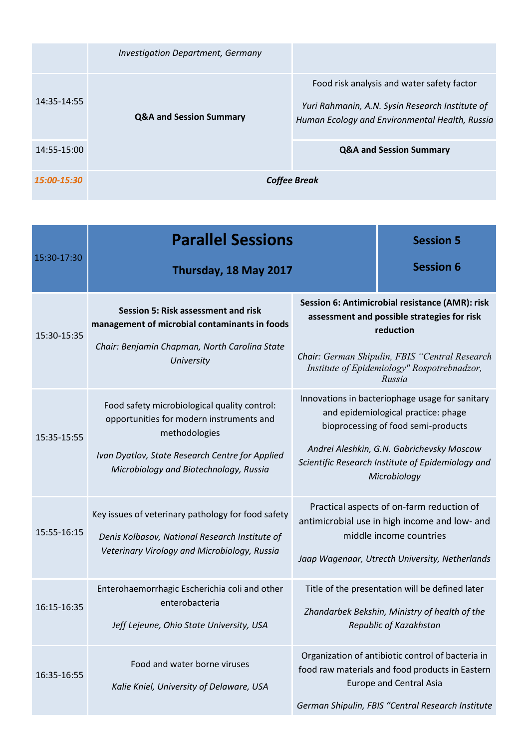| | | |
|---|---|---|
| | *Investigation Department, Germany* | |
| 14:35-14:55 | **Q&A and Session Summary** | Food risk analysis and water safety factor<br><br>*Yuri Rahmanin, A.N. Sysin Research Institute of Human Ecology and Environmental Health, Russia* |
| 14:55-15:00 | | **Q&A and Session Summary** |
| *15:00-15:30* | ***Coffee Break*** | |

| 15:30-17:30 | **Parallel Sessions**<br><br>**Thursday, 18 May 2017** | **Session 5**<br><br>**Session 6** |
|---|---|---|
| 15:30-15:35 | **Session 5: Risk assessment and risk management of microbial contaminants in foods**<br><br>*Chair: Benjamin Chapman, North Carolina State University* | **Session 6: Antimicrobial resistance (AMR): risk assessment and possible strategies for risk reduction**<br><br>*Chair: German Shipulin, FBIS "Central Research Institute of Epidemiology" Rospotrebnadzor, Russia* |
| 15:35-15:55 | Food safety microbiological quality control: opportunities for modern instruments and methodologies<br><br>*Ivan Dyatlov, State Research Centre for Applied Microbiology and Biotechnology, Russia* | Innovations in bacteriophage usage for sanitary and epidemiological practice: phage bioprocessing of food semi-products<br><br>*Andrei Aleshkin, G.N. Gabrichevsky Moscow Scientific Research Institute of Epidemiology and Microbiology* |
| 15:55-16:15 | Key issues of veterinary pathology for food safety<br><br>*Denis Kolbasov, National Research Institute of Veterinary Virology and Microbiology, Russia* | Practical aspects of on-farm reduction of antimicrobial use in high income and low- and middle income countries<br><br>*Jaap Wagenaar, Utrecth University, Netherlands* |
| 16:15-16:35 | Enterohaemorrhagic Escherichia coli and other enterobacteria<br><br>*Jeff Lejeune, Ohio State University, USA* | Title of the presentation will be defined later<br><br>*Zhandarbek Bekshin, Ministry of health of the Republic of Kazakhstan* |
| 16:35-16:55 | Food and water borne viruses<br><br>*Kalie Kniel, University of Delaware, USA* | Organization of antibiotic control of bacteria in food raw materials and food products in Eastern Europe and Central Asia<br><br>*German Shipulin, FBIS "Central Research Institute* |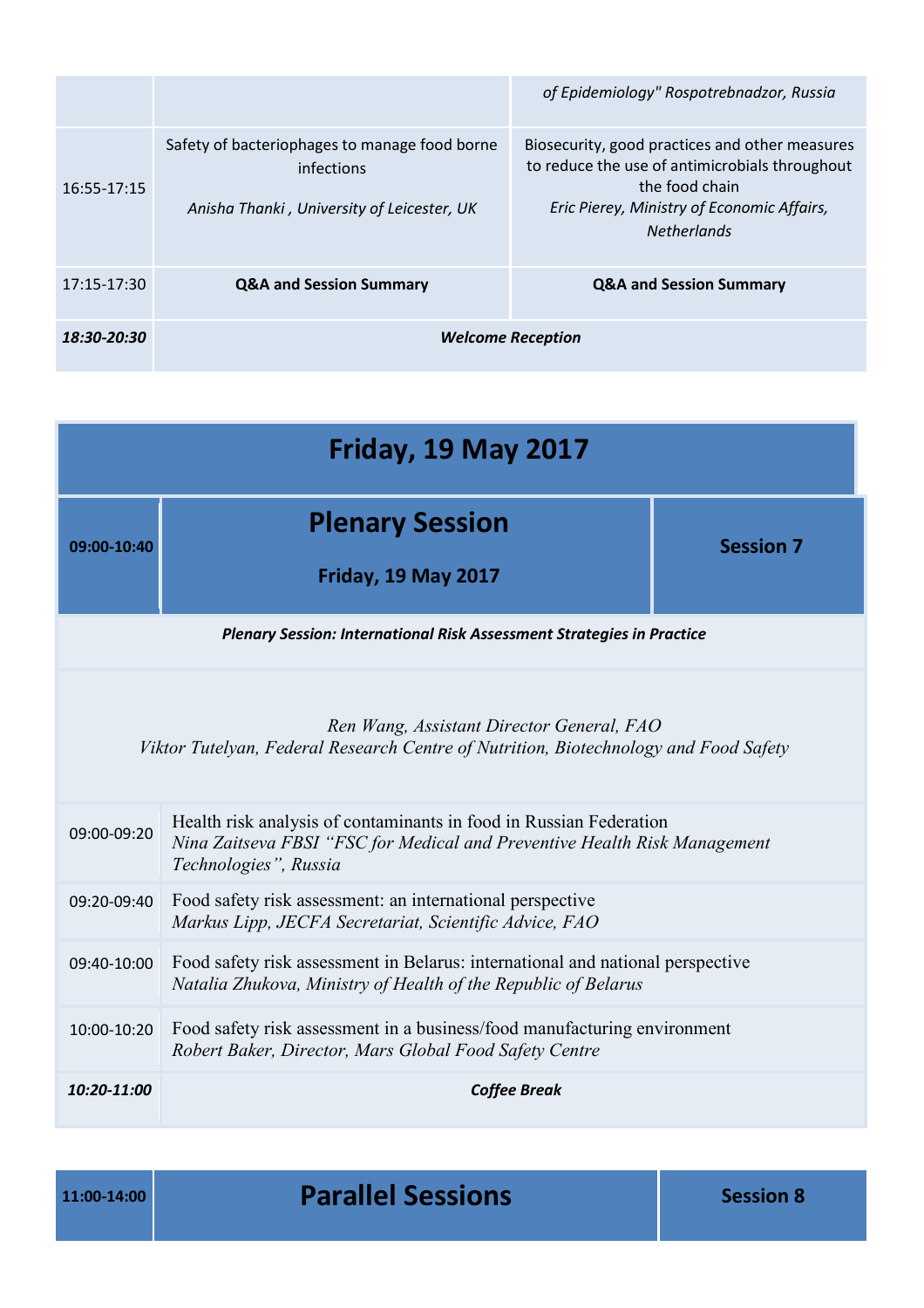| | | |
|---|---|---|
| | | *of Epidemiology" Rospotrebnadzor, Russia* |
| 16:55-17:15 | Safety of bacteriophages to manage food borne infections<br><br>*Anisha Thanki , University of Leicester, UK* | Biosecurity, good practices and other measures to reduce the use of antimicrobials throughout the food chain<br>*Eric Pierey, Ministry of Economic Affairs, Netherlands* |
| 17:15-17:30 | **Q&A and Session Summary** | **Q&A and Session Summary** |
| ***18:30-20:30*** | ***Welcome Reception*** | |

# Friday, 19 May 2017

| | | |
|---|---|---|
| **09:00-10:40** | **Plenary Session**<br><br>**Friday, 19 May 2017** | **Session 7** |
| ***Plenary Session: International Risk Assessment Strategies in Practice*** | | |
| *Ren Wang, Assistant Director General, FAO*<br>*Viktor Tutelyan, Federal Research Centre of Nutrition, Biotechnology and Food Safety* | | |
| 09:00-09:20 | Health risk analysis of contaminants in food in Russian Federation<br>*Nina Zaitseva FBSI "FSC for Medical and Preventive Health Risk Management Technologies", Russia* | |
| 09:20-09:40 | Food safety risk assessment: an international perspective<br>*Markus Lipp, JECFA Secretariat, Scientific Advice, FAO* | |
| 09:40-10:00 | Food safety risk assessment in Belarus: international and national perspective<br>*Natalia Zhukova, Ministry of Health of the Republic of Belarus* | |
| 10:00-10:20 | Food safety risk assessment in a business/food manufacturing environment<br>*Robert Baker, Director, Mars Global Food Safety Centre* | |
| ***10:20-11:00*** | ***Coffee Break*** | |

| | | |
|---|---|---|
| **11:00-14:00** | **Parallel Sessions** | **Session 8** |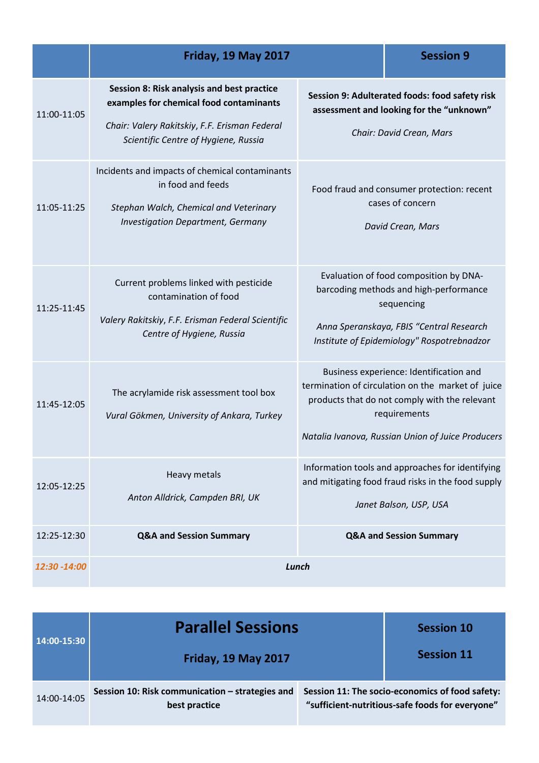| | Friday, 19 May 2017 | Session 9 |
|---|---|---|
| 11:00-11:05 | **Session 8: Risk analysis and best practice examples for chemical food contaminants** *Chair: Valery Rakitskiy, F.F. Erisman Federal Scientific Centre of Hygiene, Russia* | **Session 9: Adulterated foods: food safety risk assessment and looking for the "unknown"** *Chair: David Crean, Mars* |
| 11:05-11:25 | Incidents and impacts of chemical contaminants in food and feeds *Stephan Walch, Chemical and Veterinary Investigation Department, Germany* | Food fraud and consumer protection: recent cases of concern *David Crean, Mars* |
| 11:25-11:45 | Current problems linked with pesticide contamination of food *Valery Rakitskiy, F.F. Erisman Federal Scientific Centre of Hygiene, Russia* | Evaluation of food composition by DNA-barcoding methods and high-performance sequencing *Anna Speranskaya, FBIS "Central Research Institute of Epidemiology" Rospotrebnadzor* |
| 11:45-12:05 | The acrylamide risk assessment tool box *Vural Gökmen, University of Ankara, Turkey* | Business experience: Identification and termination of circulation on the market of juice products that do not comply with the relevant requirements *Natalia Ivanova, Russian Union of Juice Producers* |
| 12:05-12:25 | Heavy metals *Anton Alldrick, Campden BRI, UK* | Information tools and approaches for identifying and mitigating food fraud risks in the food supply *Janet Balson, USP, USA* |
| 12:25-12:30 | **Q&A and Session Summary** | **Q&A and Session Summary** |
| *12:30 -14:00* | ***Lunch*** | |

| 14:00-15:30 | **Parallel Sessions** **Friday, 19 May 2017** | **Session 10** **Session 11** |
|---|---|---|
| 14:00-14:05 | **Session 10: Risk communication – strategies and best practice** | **Session 11: The socio-economics of food safety: "sufficient-nutritious-safe foods for everyone"** |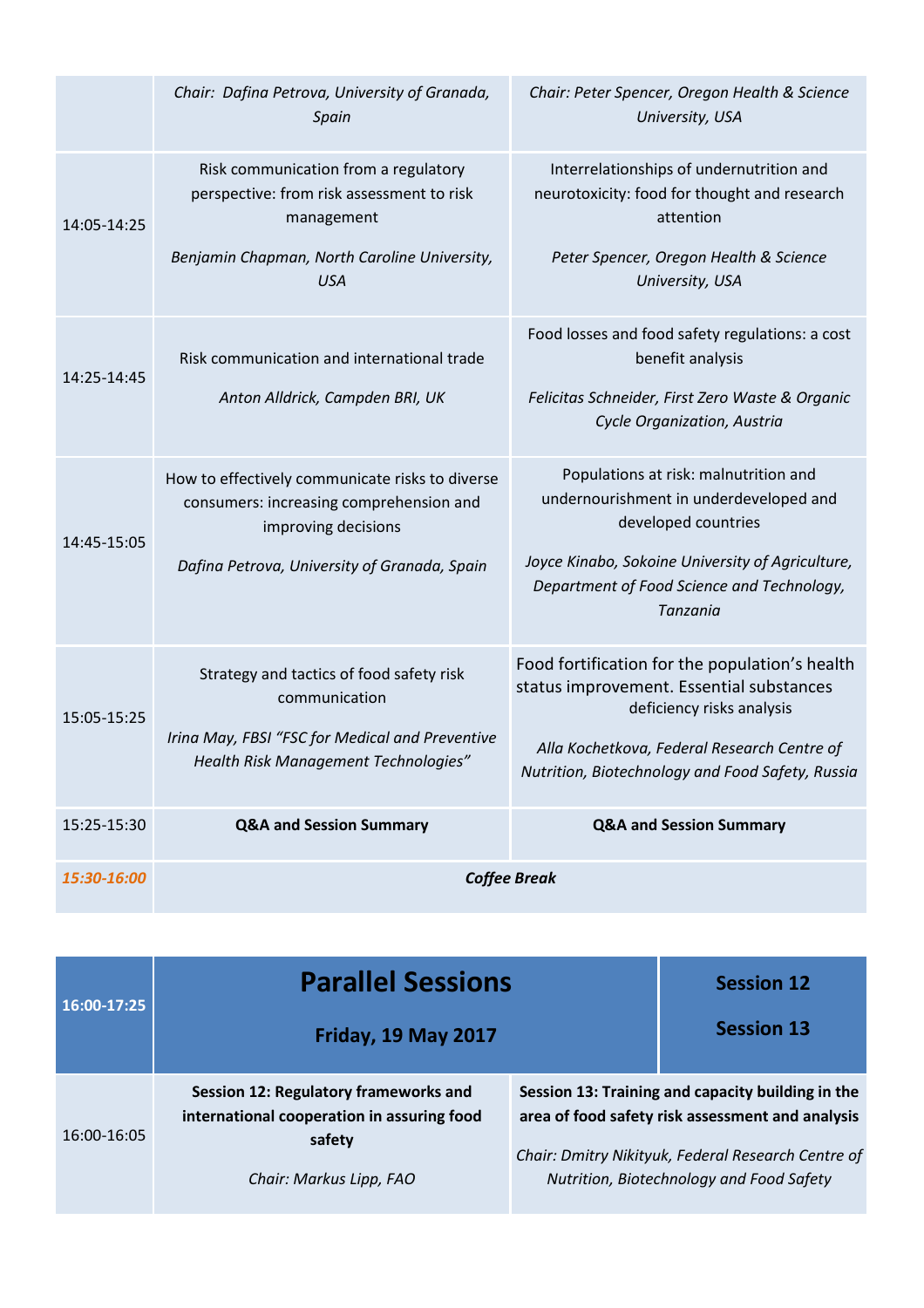| | | |
|---|---|---|
| | *Chair: Dafina Petrova, University of Granada, Spain* | *Chair: Peter Spencer, Oregon Health & Science University, USA* |
| 14:05-14:25 | Risk communication from a regulatory perspective: from risk assessment to risk management<br><br>*Benjamin Chapman, North Caroline University, USA* | Interrelationships of undernutrition and neurotoxicity: food for thought and research attention<br><br>*Peter Spencer, Oregon Health & Science University, USA* |
| 14:25-14:45 | Risk communication and international trade<br><br>*Anton Alldrick, Campden BRI, UK* | Food losses and food safety regulations: a cost benefit analysis<br><br>*Felicitas Schneider, First Zero Waste & Organic Cycle Organization, Austria* |
| 14:45-15:05 | How to effectively communicate risks to diverse consumers: increasing comprehension and improving decisions<br><br>*Dafina Petrova, University of Granada, Spain* | Populations at risk: malnutrition and undernourishment in underdeveloped and developed countries<br><br>*Joyce Kinabo, Sokoine University of Agriculture, Department of Food Science and Technology, Tanzania* |
| 15:05-15:25 | Strategy and tactics of food safety risk communication<br><br>*Irina May, FBSI "FSC for Medical and Preventive Health Risk Management Technologies"* | Food fortification for the population's health status improvement. Essential substances deficiency risks analysis<br><br>*Alla Kochetkova, Federal Research Centre of Nutrition, Biotechnology and Food Safety, Russia* |
| 15:25-15:30 | **Q&A and Session Summary** | **Q&A and Session Summary** |
| *15:30-16:00* | ***Coffee Break*** | |

| **16:00-17:25** | **Parallel Sessions**<br><br>**Friday, 19 May 2017** | **Session 12**<br><br>**Session 13** |
|---|---|---|
| 16:00-16:05 | **Session 12: Regulatory frameworks and international cooperation in assuring food safety**<br><br>*Chair: Markus Lipp, FAO* | **Session 13: Training and capacity building in the area of food safety risk assessment and analysis**<br><br>*Chair: Dmitry Nikityuk, Federal Research Centre of Nutrition, Biotechnology and Food Safety* |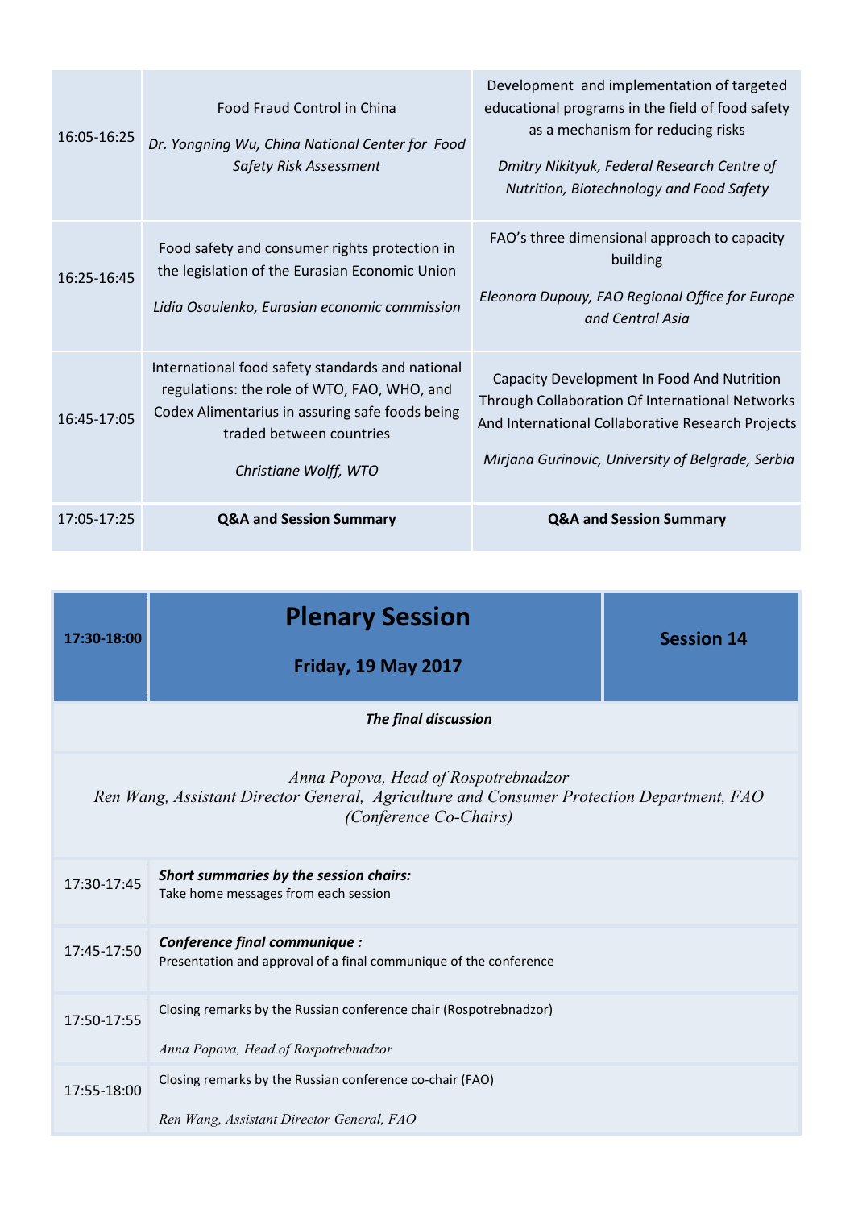| | | |
|---|---|---|
| 16:05-16:25 | Food Fraud Control in China<br><br>*Dr. Yongning Wu, China National Center for Food Safety Risk Assessment* | Development and implementation of targeted educational programs in the field of food safety as a mechanism for reducing risks<br><br>*Dmitry Nikityuk, Federal Research Centre of Nutrition, Biotechnology and Food Safety* |
| 16:25-16:45 | Food safety and consumer rights protection in the legislation of the Eurasian Economic Union<br><br>*Lidia Osaulenko, Eurasian economic commission* | FAO's three dimensional approach to capacity building<br><br>*Eleonora Dupouy, FAO Regional Office for Europe and Central Asia* |
| 16:45-17:05 | International food safety standards and national regulations: the role of WTO, FAO, WHO, and Codex Alimentarius in assuring safe foods being traded between countries<br><br>*Christiane Wolff, WTO* | Capacity Development In Food And Nutrition Through Collaboration Of International Networks And International Collaborative Research Projects<br><br>*Mirjana Gurinovic, University of Belgrade, Serbia* |
| 17:05-17:25 | **Q&A and Session Summary** | **Q&A and Session Summary** |

| **17:30-18:00** | **Plenary Session**<br><br>**Friday, 19 May 2017** | **Session 14** |
|---|---|---|

***The final discussion***

*Anna Popova, Head of Rospotrebnadzor*
*Ren Wang, Assistant Director General, Agriculture and Consumer Protection Department, FAO*
*(Conference Co-Chairs)*

| | |
|---|---|
| 17:30-17:45 | ***Short summaries by the session chairs:***<br>Take home messages from each session |
| 17:45-17:50 | ***Conference final communique :***<br>Presentation and approval of a final communique of the conference |
| 17:50-17:55 | Closing remarks by the Russian conference chair (Rospotrebnadzor)<br><br>*Anna Popova, Head of Rospotrebnadzor* |
| 17:55-18:00 | Closing remarks by the Russian conference co-chair (FAO)<br><br>*Ren Wang, Assistant Director General, FAO* |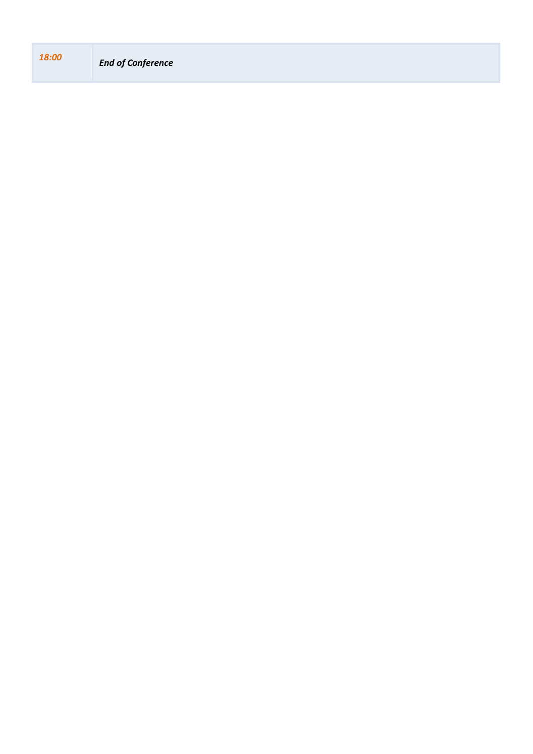| | |
|---|---|
| *18:00* | ***End of Conference*** |